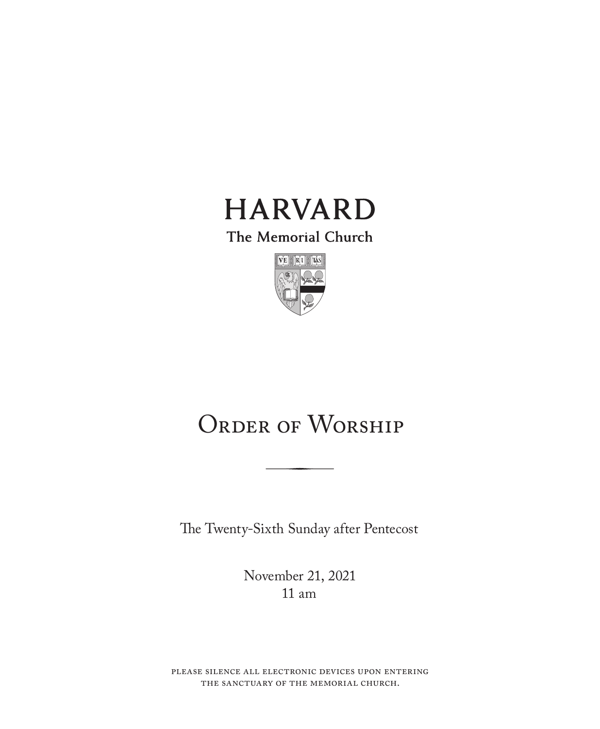# HARVARD

The Memorial Church

# Order of Worship

The Twenty-Sixth Sunday after Pentecost

November 21, 2021
11 am

please silence all electronic devices upon entering the sanctuary of the memorial church.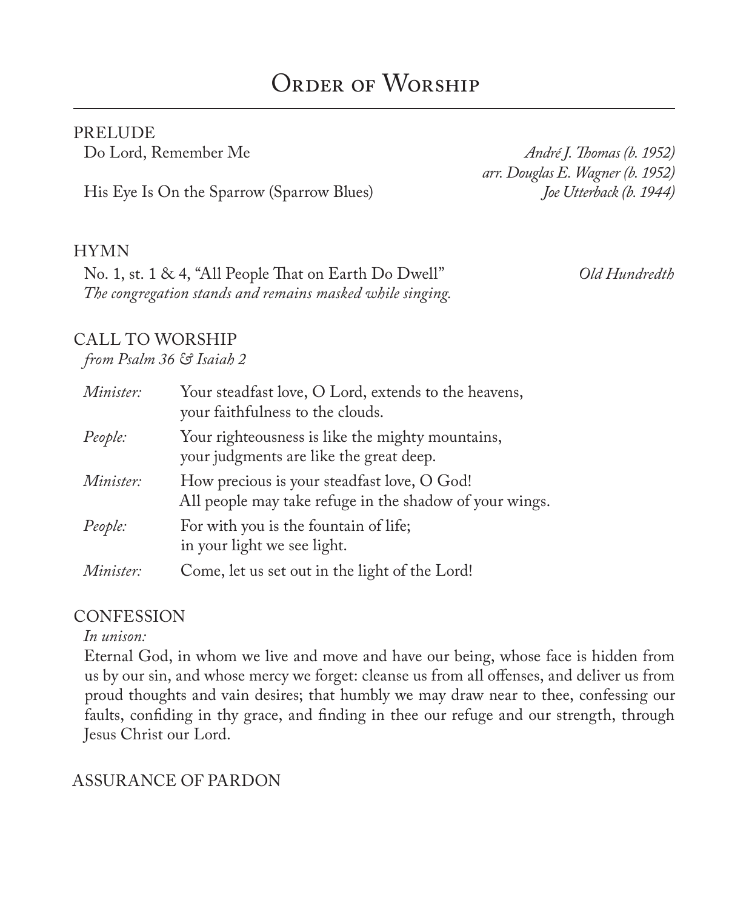# Order of Worship

## PRELUDE

Do Lord, Remember Me — *André J. Thomas (b. 1952)*
*arr. Douglas E. Wagner (b. 1952)*

His Eye Is On the Sparrow (Sparrow Blues) — *Joe Utterback (b. 1944)*

## HYMN

No. 1, st. 1 & 4, "All People That on Earth Do Dwell" — *Old Hundredth*

*The congregation stands and remains masked while singing.*

## CALL TO WORSHIP

*from Psalm 36 & Isaiah 2*

*Minister:* Your steadfast love, O Lord, extends to the heavens,
your faithfulness to the clouds.

*People:* Your righteousness is like the mighty mountains,
your judgments are like the great deep.

*Minister:* How precious is your steadfast love, O God!
All people may take refuge in the shadow of your wings.

*People:* For with you is the fountain of life;
in your light we see light.

*Minister:* Come, let us set out in the light of the Lord!

## CONFESSION

*In unison:*

Eternal God, in whom we live and move and have our being, whose face is hidden from us by our sin, and whose mercy we forget: cleanse us from all offenses, and deliver us from proud thoughts and vain desires; that humbly we may draw near to thee, confessing our faults, confiding in thy grace, and finding in thee our refuge and our strength, through Jesus Christ our Lord.

## ASSURANCE OF PARDON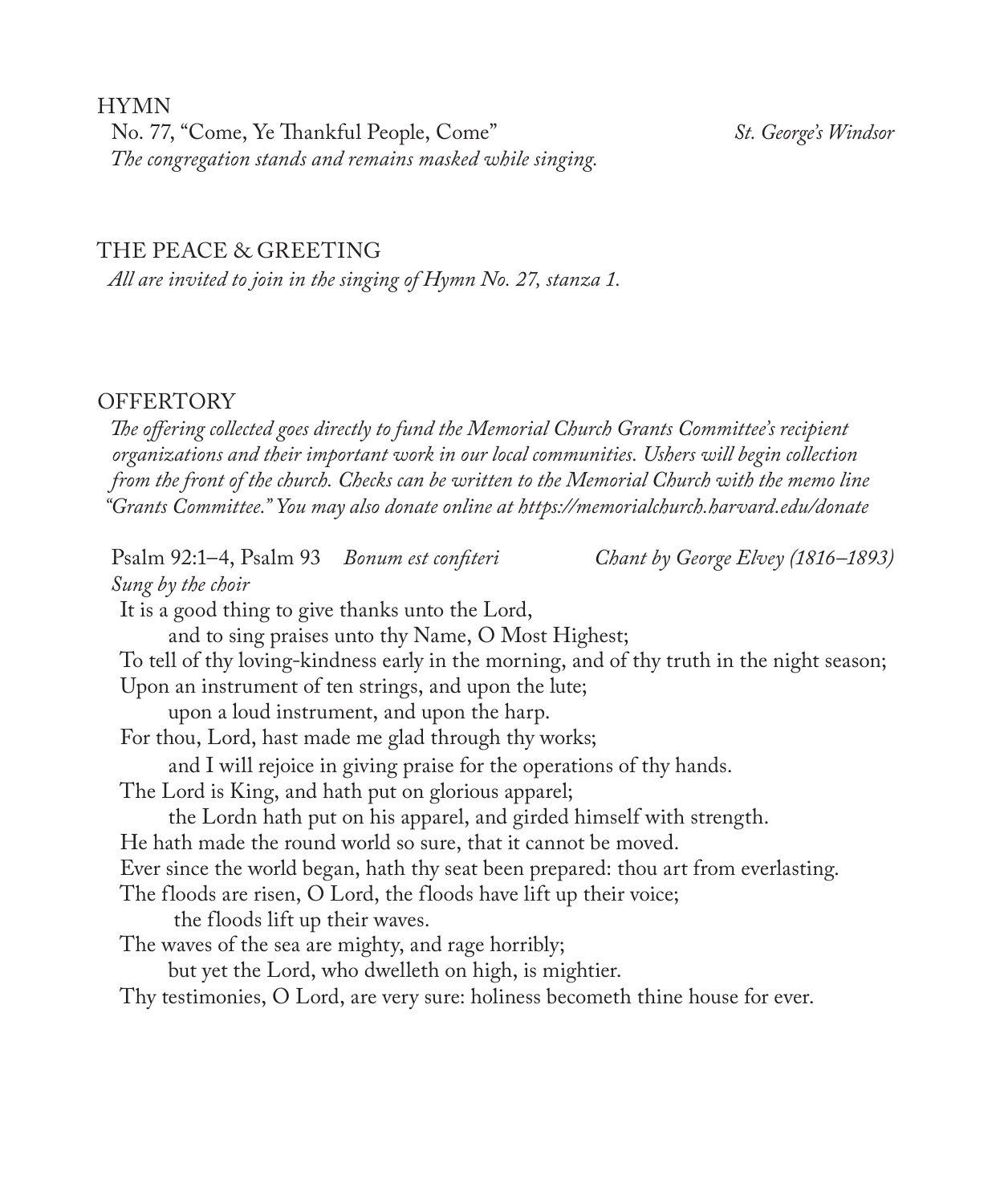HYMN

No. 77, "Come, Ye Thankful People, Come" *St. George's Windsor*
*The congregation stands and remains masked while singing.*

THE PEACE & GREETING

*All are invited to join in the singing of Hymn No. 27, stanza 1.*

OFFERTORY

*The offering collected goes directly to fund the Memorial Church Grants Committee's recipient organizations and their important work in our local communities. Ushers will begin collection from the front of the church. Checks can be written to the Memorial Church with the memo line "Grants Committee." You may also donate online at https://memorialchurch.harvard.edu/donate*

Psalm 92:1–4, Psalm 93 *Bonum est confiteri* *Chant by George Elvey (1816–1893)*
*Sung by the choir*

It is a good thing to give thanks unto the Lord,
 and to sing praises unto thy Name, O Most Highest;
To tell of thy loving-kindness early in the morning, and of thy truth in the night season;
Upon an instrument of ten strings, and upon the lute;
 upon a loud instrument, and upon the harp.
For thou, Lord, hast made me glad through thy works;
 and I will rejoice in giving praise for the operations of thy hands.
The Lord is King, and hath put on glorious apparel;
 the Lordn hath put on his apparel, and girded himself with strength.
He hath made the round world so sure, that it cannot be moved.
Ever since the world began, hath thy seat been prepared: thou art from everlasting.
The floods are risen, O Lord, the floods have lift up their voice;
 the floods lift up their waves.
The waves of the sea are mighty, and rage horribly;
 but yet the Lord, who dwelleth on high, is mightier.
Thy testimonies, O Lord, are very sure: holiness becometh thine house for ever.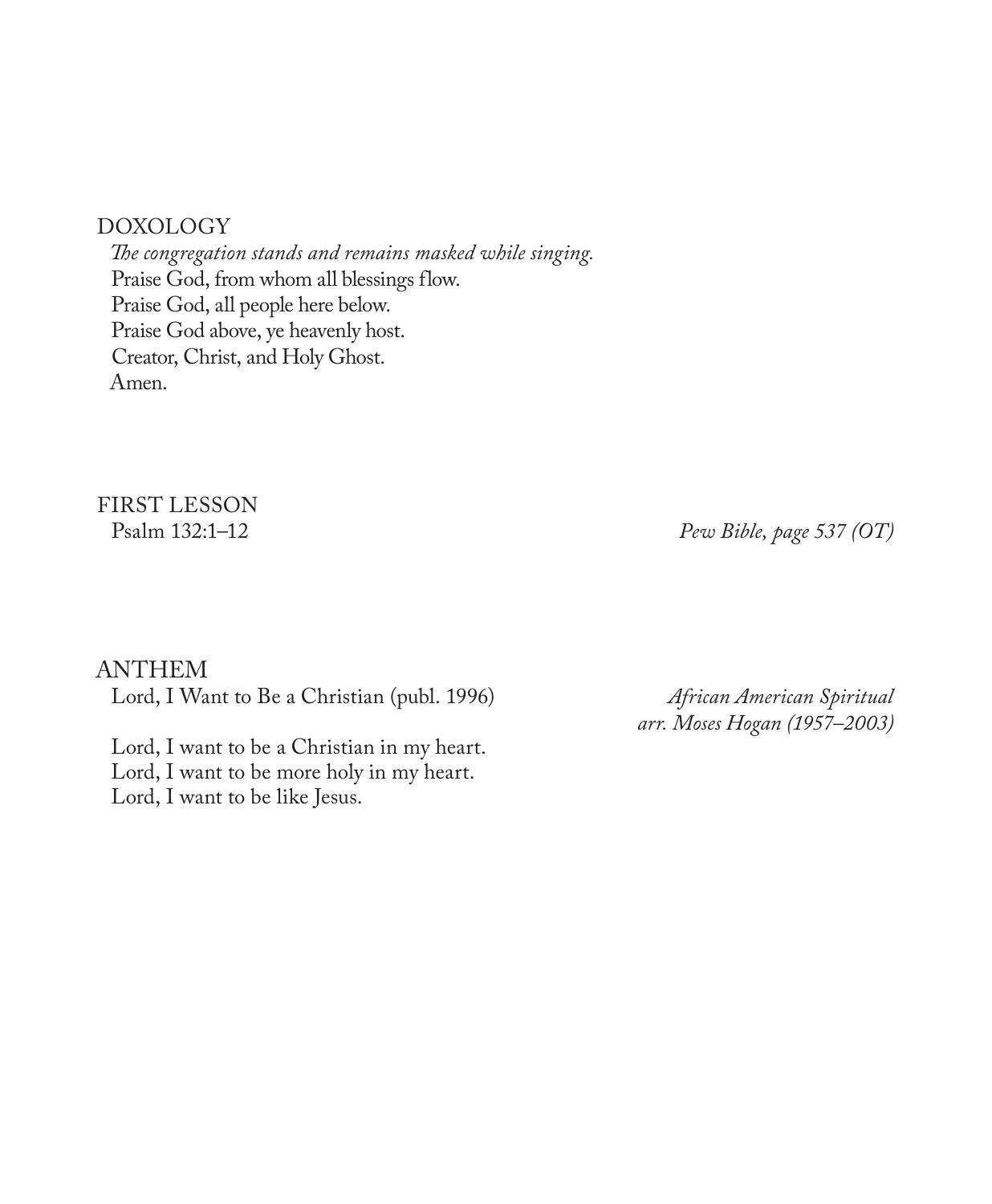## DOXOLOGY

*The congregation stands and remains masked while singing.*

Praise God, from whom all blessings flow.
Praise God, all people here below.
Praise God above, ye heavenly host.
Creator, Christ, and Holy Ghost.
Amen.

## FIRST LESSON

Psalm 132:1–12 — *Pew Bible, page 537 (OT)*

## ANTHEM

Lord, I Want to Be a Christian (publ. 1996) — *African American Spiritual, arr. Moses Hogan (1957–2003)*

Lord, I want to be a Christian in my heart.
Lord, I want to be more holy in my heart.
Lord, I want to be like Jesus.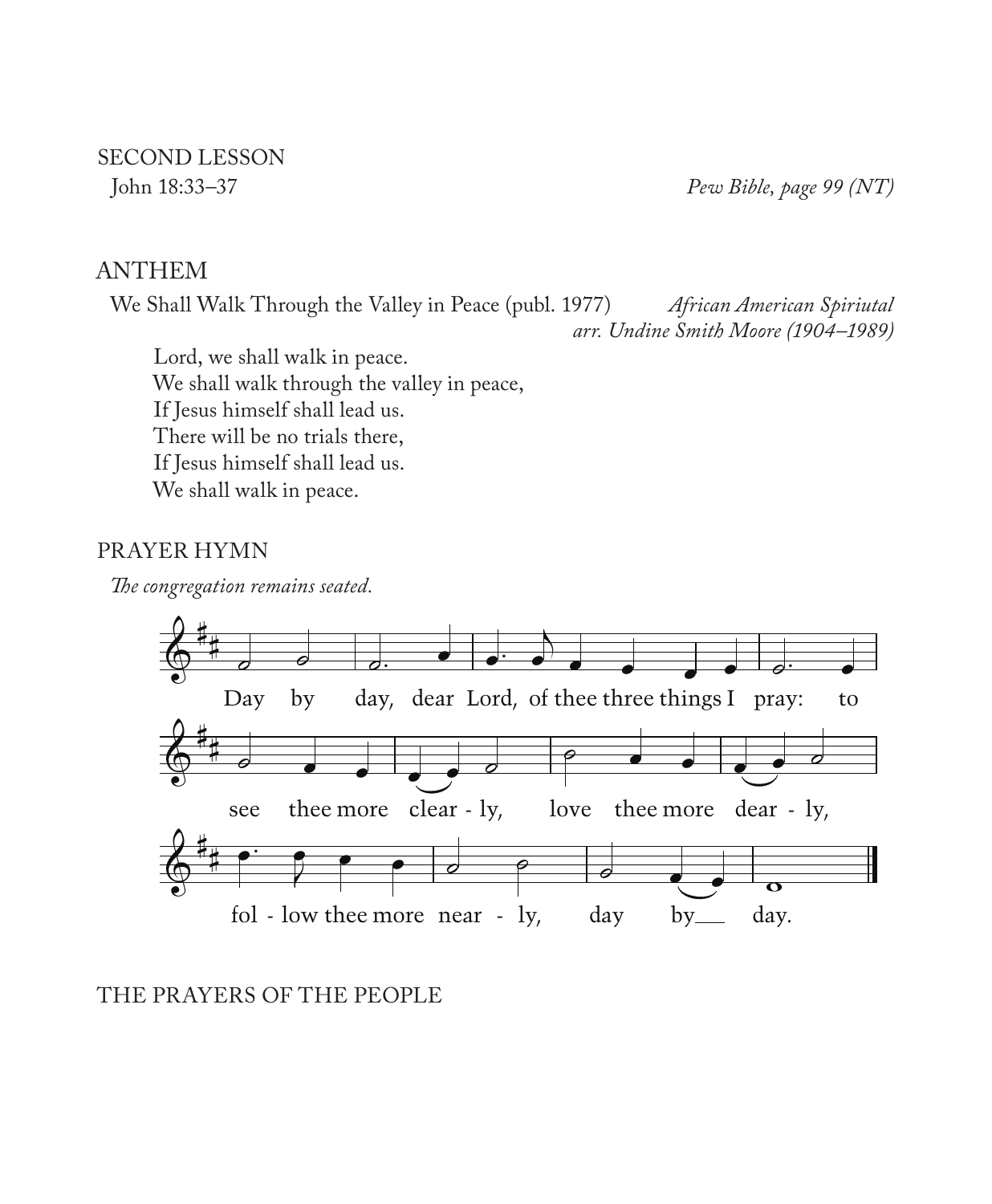## SECOND LESSON

John 18:33–37 *Pew Bible, page 99 (NT)*

## ANTHEM

We Shall Walk Through the Valley in Peace (publ. 1977) *African American Spiriutal*
*arr. Undine Smith Moore (1904–1989)*

Lord, we shall walk in peace.
We shall walk through the valley in peace,
If Jesus himself shall lead us.
There will be no trials there,
If Jesus himself shall lead us.
We shall walk in peace.

## PRAYER HYMN

*The congregation remains seated.*

Day by day, dear Lord, of thee three things I pray: to see thee more clear - ly, love thee more dear - ly, fol - low thee more near - ly, day by day.

## THE PRAYERS OF THE PEOPLE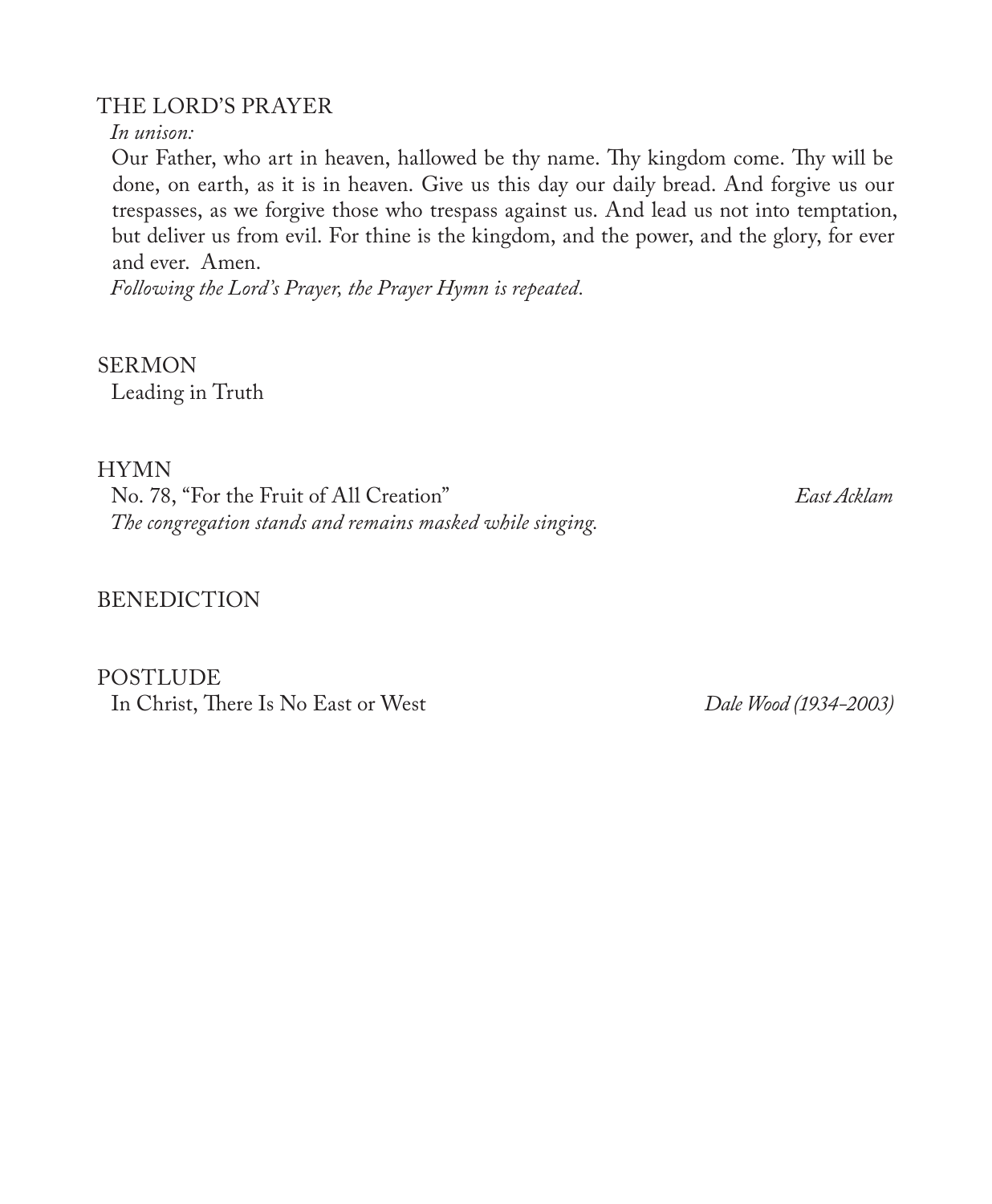## THE LORD'S PRAYER

*In unison:*

Our Father, who art in heaven, hallowed be thy name. Thy kingdom come. Thy will be done, on earth, as it is in heaven. Give us this day our daily bread. And forgive us our trespasses, as we forgive those who trespass against us. And lead us not into temptation, but deliver us from evil. For thine is the kingdom, and the power, and the glory, for ever and ever. Amen.

*Following the Lord's Prayer, the Prayer Hymn is repeated.*

## SERMON

Leading in Truth

## HYMN

No. 78, "For the Fruit of All Creation" *East Acklam*

*The congregation stands and remains masked while singing.*

## BENEDICTION

## POSTLUDE

In Christ, There Is No East or West *Dale Wood (1934-2003)*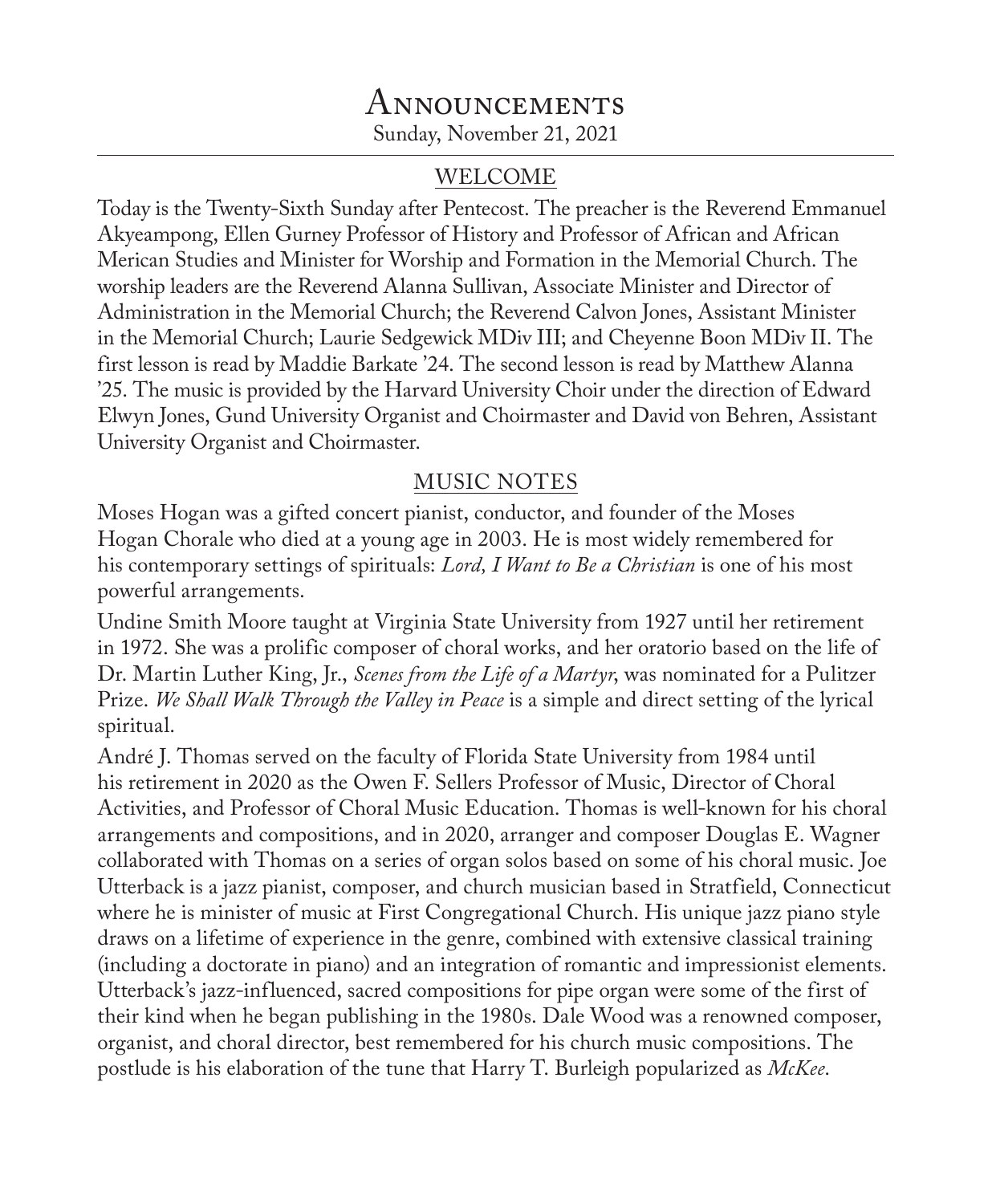# Announcements

Sunday, November 21, 2021

## WELCOME

Today is the Twenty-Sixth Sunday after Pentecost. The preacher is the Reverend Emmanuel Akyeampong, Ellen Gurney Professor of History and Professor of African and African Merican Studies and Minister for Worship and Formation in the Memorial Church. The worship leaders are the Reverend Alanna Sullivan, Associate Minister and Director of Administration in the Memorial Church; the Reverend Calvon Jones, Assistant Minister in the Memorial Church; Laurie Sedgewick MDiv III; and Cheyenne Boon MDiv II. The first lesson is read by Maddie Barkate '24. The second lesson is read by Matthew Alanna '25. The music is provided by the Harvard University Choir under the direction of Edward Elwyn Jones, Gund University Organist and Choirmaster and David von Behren, Assistant University Organist and Choirmaster.

## MUSIC NOTES

Moses Hogan was a gifted concert pianist, conductor, and founder of the Moses Hogan Chorale who died at a young age in 2003. He is most widely remembered for his contemporary settings of spirituals: *Lord, I Want to Be a Christian* is one of his most powerful arrangements.

Undine Smith Moore taught at Virginia State University from 1927 until her retirement in 1972. She was a prolific composer of choral works, and her oratorio based on the life of Dr. Martin Luther King, Jr., *Scenes from the Life of a Martyr*, was nominated for a Pulitzer Prize. *We Shall Walk Through the Valley in Peace* is a simple and direct setting of the lyrical spiritual.

André J. Thomas served on the faculty of Florida State University from 1984 until his retirement in 2020 as the Owen F. Sellers Professor of Music, Director of Choral Activities, and Professor of Choral Music Education. Thomas is well-known for his choral arrangements and compositions, and in 2020, arranger and composer Douglas E. Wagner collaborated with Thomas on a series of organ solos based on some of his choral music. Joe Utterback is a jazz pianist, composer, and church musician based in Stratfield, Connecticut where he is minister of music at First Congregational Church. His unique jazz piano style draws on a lifetime of experience in the genre, combined with extensive classical training (including a doctorate in piano) and an integration of romantic and impressionist elements. Utterback's jazz-influenced, sacred compositions for pipe organ were some of the first of their kind when he began publishing in the 1980s. Dale Wood was a renowned composer, organist, and choral director, best remembered for his church music compositions. The postlude is his elaboration of the tune that Harry T. Burleigh popularized as *McKee*.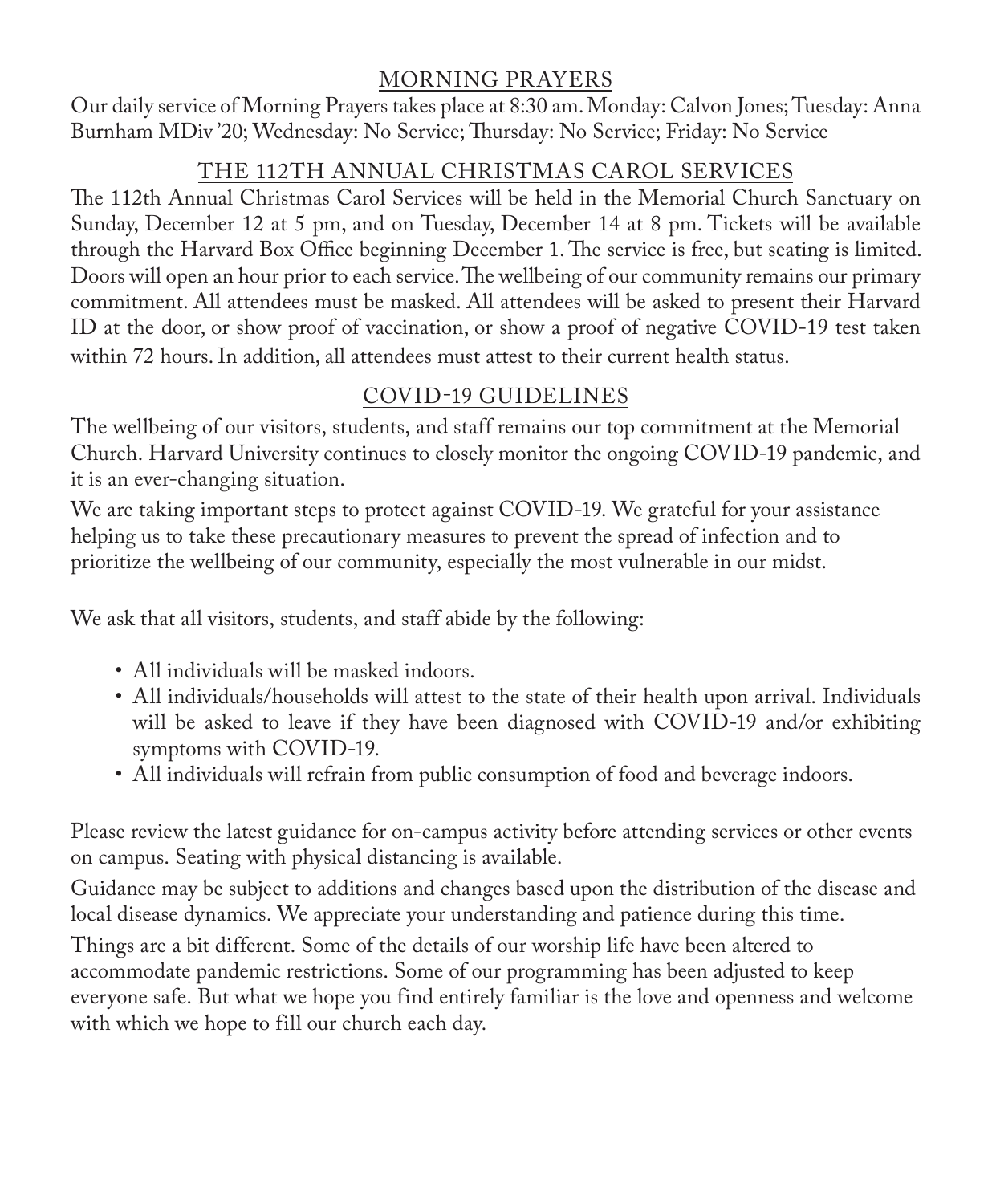## MORNING PRAYERS

Our daily service of Morning Prayers takes place at 8:30 am. Monday: Calvon Jones; Tuesday: Anna Burnham MDiv '20; Wednesday: No Service; Thursday: No Service; Friday: No Service

## THE 112TH ANNUAL CHRISTMAS CAROL SERVICES

The 112th Annual Christmas Carol Services will be held in the Memorial Church Sanctuary on Sunday, December 12 at 5 pm, and on Tuesday, December 14 at 8 pm. Tickets will be available through the Harvard Box Office beginning December 1. The service is free, but seating is limited. Doors will open an hour prior to each service. The wellbeing of our community remains our primary commitment. All attendees must be masked. All attendees will be asked to present their Harvard ID at the door, or show proof of vaccination, or show a proof of negative COVID-19 test taken within 72 hours. In addition, all attendees must attest to their current health status.

## COVID-19 GUIDELINES

The wellbeing of our visitors, students, and staff remains our top commitment at the Memorial Church. Harvard University continues to closely monitor the ongoing COVID-19 pandemic, and it is an ever-changing situation.

We are taking important steps to protect against COVID-19. We grateful for your assistance helping us to take these precautionary measures to prevent the spread of infection and to prioritize the wellbeing of our community, especially the most vulnerable in our midst.

We ask that all visitors, students, and staff abide by the following:

- All individuals will be masked indoors.
- All individuals/households will attest to the state of their health upon arrival. Individuals will be asked to leave if they have been diagnosed with COVID-19 and/or exhibiting symptoms with COVID-19.
- All individuals will refrain from public consumption of food and beverage indoors.

Please review the latest guidance for on-campus activity before attending services or other events on campus. Seating with physical distancing is available.

Guidance may be subject to additions and changes based upon the distribution of the disease and local disease dynamics. We appreciate your understanding and patience during this time.

Things are a bit different. Some of the details of our worship life have been altered to accommodate pandemic restrictions. Some of our programming has been adjusted to keep everyone safe. But what we hope you find entirely familiar is the love and openness and welcome with which we hope to fill our church each day.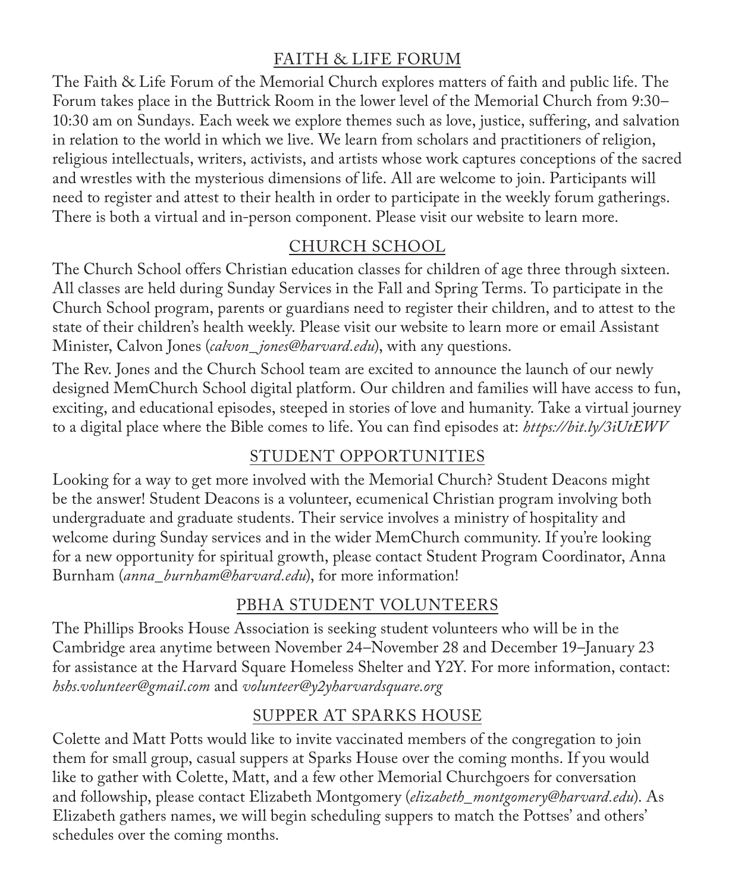## FAITH & LIFE FORUM

The Faith & Life Forum of the Memorial Church explores matters of faith and public life. The Forum takes place in the Buttrick Room in the lower level of the Memorial Church from 9:30–10:30 am on Sundays. Each week we explore themes such as love, justice, suffering, and salvation in relation to the world in which we live. We learn from scholars and practitioners of religion, religious intellectuals, writers, activists, and artists whose work captures conceptions of the sacred and wrestles with the mysterious dimensions of life. All are welcome to join. Participants will need to register and attest to their health in order to participate in the weekly forum gatherings. There is both a virtual and in-person component. Please visit our website to learn more.

## CHURCH SCHOOL

The Church School offers Christian education classes for children of age three through sixteen. All classes are held during Sunday Services in the Fall and Spring Terms. To participate in the Church School program, parents or guardians need to register their children, and to attest to the state of their children's health weekly. Please visit our website to learn more or email Assistant Minister, Calvon Jones (*calvon_jones@harvard.edu*), with any questions.

The Rev. Jones and the Church School team are excited to announce the launch of our newly designed MemChurch School digital platform. Our children and families will have access to fun, exciting, and educational episodes, steeped in stories of love and humanity. Take a virtual journey to a digital place where the Bible comes to life. You can find episodes at: *https://bit.ly/3iUtEWV*

## STUDENT OPPORTUNITIES

Looking for a way to get more involved with the Memorial Church? Student Deacons might be the answer! Student Deacons is a volunteer, ecumenical Christian program involving both undergraduate and graduate students. Their service involves a ministry of hospitality and welcome during Sunday services and in the wider MemChurch community. If you're looking for a new opportunity for spiritual growth, please contact Student Program Coordinator, Anna Burnham (*anna_burnham@harvard.edu*), for more information!

## PBHA STUDENT VOLUNTEERS

The Phillips Brooks House Association is seeking student volunteers who will be in the Cambridge area anytime between November 24–November 28 and December 19–January 23 for assistance at the Harvard Square Homeless Shelter and Y2Y. For more information, contact: *hshs.volunteer@gmail.com* and *volunteer@y2yharvardsquare.org*

## SUPPER AT SPARKS HOUSE

Colette and Matt Potts would like to invite vaccinated members of the congregation to join them for small group, casual suppers at Sparks House over the coming months. If you would like to gather with Colette, Matt, and a few other Memorial Churchgoers for conversation and followship, please contact Elizabeth Montgomery (*elizabeth_montgomery@harvard.edu*). As Elizabeth gathers names, we will begin scheduling suppers to match the Pottses' and others' schedules over the coming months.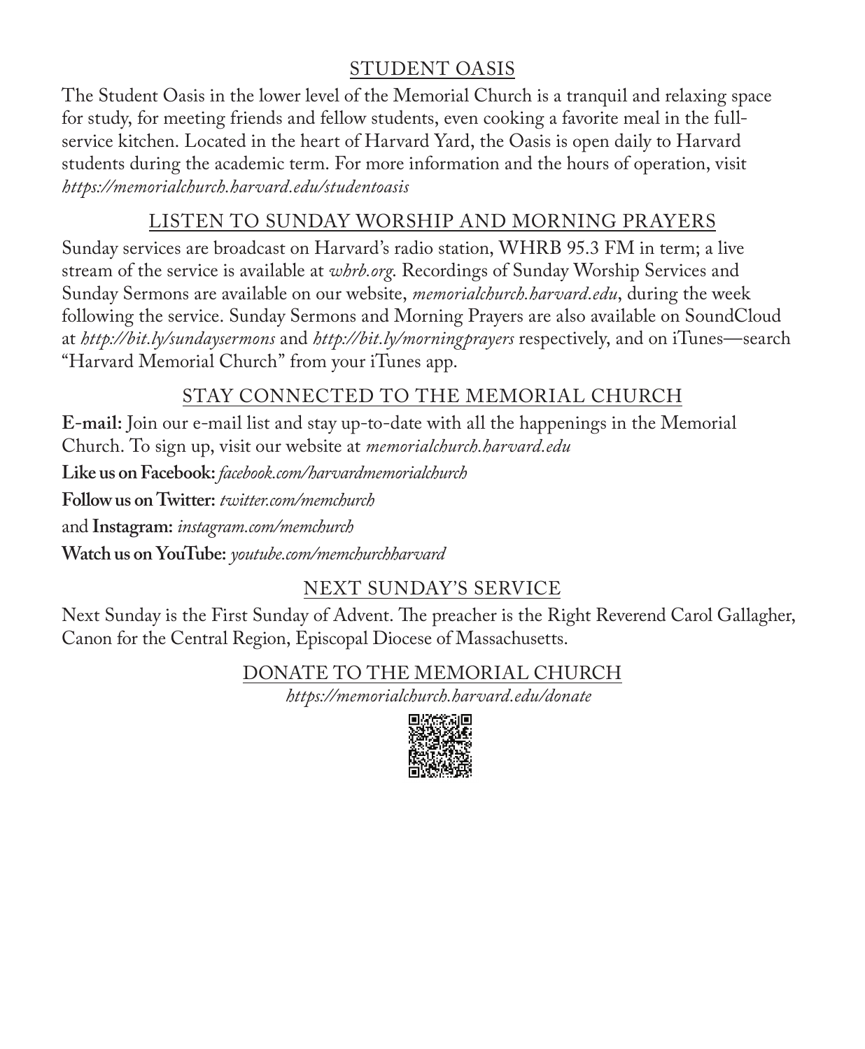## STUDENT OASIS

The Student Oasis in the lower level of the Memorial Church is a tranquil and relaxing space for study, for meeting friends and fellow students, even cooking a favorite meal in the full-service kitchen. Located in the heart of Harvard Yard, the Oasis is open daily to Harvard students during the academic term. For more information and the hours of operation, visit *https://memorialchurch.harvard.edu/studentoasis*

## LISTEN TO SUNDAY WORSHIP AND MORNING PRAYERS

Sunday services are broadcast on Harvard's radio station, WHRB 95.3 FM in term; a live stream of the service is available at *whrb.org*. Recordings of Sunday Worship Services and Sunday Sermons are available on our website, *memorialchurch.harvard.edu*, during the week following the service. Sunday Sermons and Morning Prayers are also available on SoundCloud at *http://bit.ly/sundaysermons* and *http://bit.ly/morningprayers* respectively, and on iTunes—search "Harvard Memorial Church" from your iTunes app.

## STAY CONNECTED TO THE MEMORIAL CHURCH

**E-mail:** Join our e-mail list and stay up-to-date with all the happenings in the Memorial Church. To sign up, visit our website at *memorialchurch.harvard.edu*

**Like us on Facebook:** *facebook.com/harvardmemorialchurch*

**Follow us on Twitter:** *twitter.com/memchurch*

and **Instagram:** *instagram.com/memchurch*

**Watch us on YouTube:** *youtube.com/memchurchharvard*

## NEXT SUNDAY'S SERVICE

Next Sunday is the First Sunday of Advent. The preacher is the Right Reverend Carol Gallagher, Canon for the Central Region, Episcopal Diocese of Massachusetts.

## DONATE TO THE MEMORIAL CHURCH

*https://memorialchurch.harvard.edu/donate*